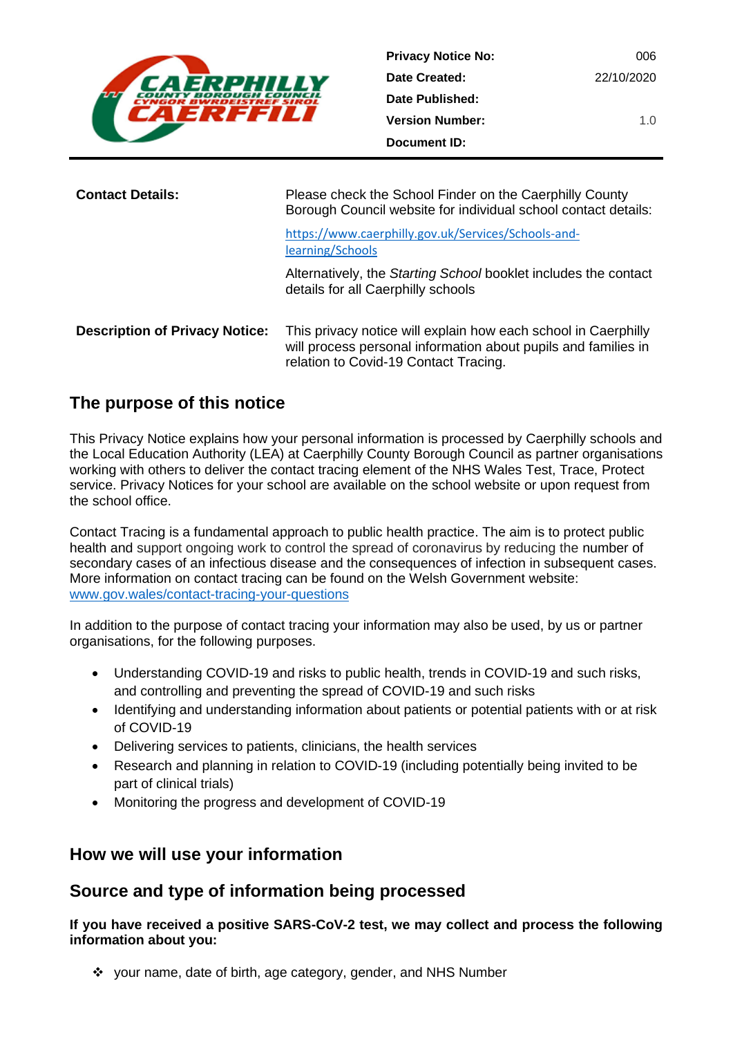| | |
|---|---|
| **Privacy Notice No:** | 006 |
| **Date Created:** | 22/10/2020 |
| **Date Published:** | |
| **Version Number:** | 1.0 |
| **Document ID:** | |

| | |
|---|---|
| **Contact Details:** | Please check the School Finder on the Caerphilly County Borough Council website for individual school contact details: https://www.caerphilly.gov.uk/Services/Schools-and-learning/Schools Alternatively, the *Starting School* booklet includes the contact details for all Caerphilly schools |
| **Description of Privacy Notice:** | This privacy notice will explain how each school in Caerphilly will process personal information about pupils and families in relation to Covid-19 Contact Tracing. |

## The purpose of this notice

This Privacy Notice explains how your personal information is processed by Caerphilly schools and the Local Education Authority (LEA) at Caerphilly County Borough Council as partner organisations working with others to deliver the contact tracing element of the NHS Wales Test, Trace, Protect service. Privacy Notices for your school are available on the school website or upon request from the school office.

Contact Tracing is a fundamental approach to public health practice. The aim is to protect public health and support ongoing work to control the spread of coronavirus by reducing the number of secondary cases of an infectious disease and the consequences of infection in subsequent cases. More information on contact tracing can be found on the Welsh Government website: www.gov.wales/contact-tracing-your-questions

In addition to the purpose of contact tracing your information may also be used, by us or partner organisations, for the following purposes.

- Understanding COVID-19 and risks to public health, trends in COVID-19 and such risks, and controlling and preventing the spread of COVID-19 and such risks
- Identifying and understanding information about patients or potential patients with or at risk of COVID-19
- Delivering services to patients, clinicians, the health services
- Research and planning in relation to COVID-19 (including potentially being invited to be part of clinical trials)
- Monitoring the progress and development of COVID-19

## How we will use your information

## Source and type of information being processed

**If you have received a positive SARS-CoV-2 test, we may collect and process the following information about you:**

- your name, date of birth, age category, gender, and NHS Number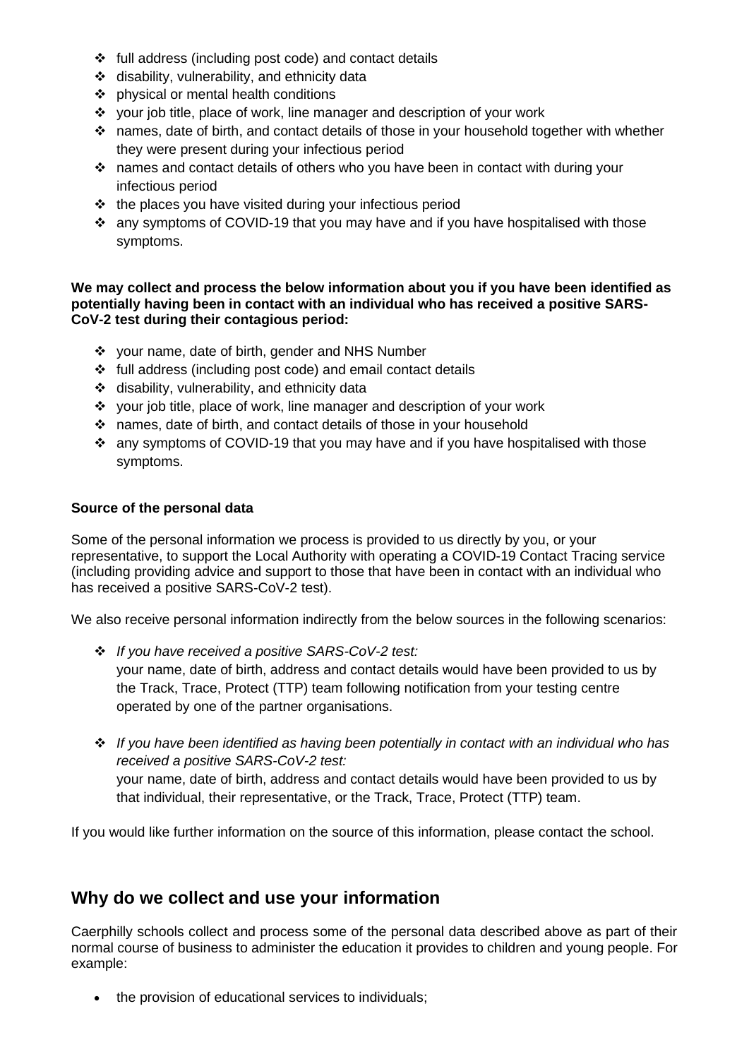- full address (including post code) and contact details
- disability, vulnerability, and ethnicity data
- physical or mental health conditions
- your job title, place of work, line manager and description of your work
- names, date of birth, and contact details of those in your household together with whether they were present during your infectious period
- names and contact details of others who you have been in contact with during your infectious period
- the places you have visited during your infectious period
- any symptoms of COVID-19 that you may have and if you have hospitalised with those symptoms.

**We may collect and process the below information about you if you have been identified as potentially having been in contact with an individual who has received a positive SARS-CoV-2 test during their contagious period:**

- your name, date of birth, gender and NHS Number
- full address (including post code) and email contact details
- disability, vulnerability, and ethnicity data
- your job title, place of work, line manager and description of your work
- names, date of birth, and contact details of those in your household
- any symptoms of COVID-19 that you may have and if you have hospitalised with those symptoms.

**Source of the personal data**

Some of the personal information we process is provided to us directly by you, or your representative, to support the Local Authority with operating a COVID-19 Contact Tracing service (including providing advice and support to those that have been in contact with an individual who has received a positive SARS-CoV-2 test).

We also receive personal information indirectly from the below sources in the following scenarios:

- *If you have received a positive SARS-CoV-2 test:*
  your name, date of birth, address and contact details would have been provided to us by the Track, Trace, Protect (TTP) team following notification from your testing centre operated by one of the partner organisations.

- *If you have been identified as having been potentially in contact with an individual who has received a positive SARS-CoV-2 test:*
  your name, date of birth, address and contact details would have been provided to us by that individual, their representative, or the Track, Trace, Protect (TTP) team.

If you would like further information on the source of this information, please contact the school.

## Why do we collect and use your information

Caerphilly schools collect and process some of the personal data described above as part of their normal course of business to administer the education it provides to children and young people. For example:

- the provision of educational services to individuals;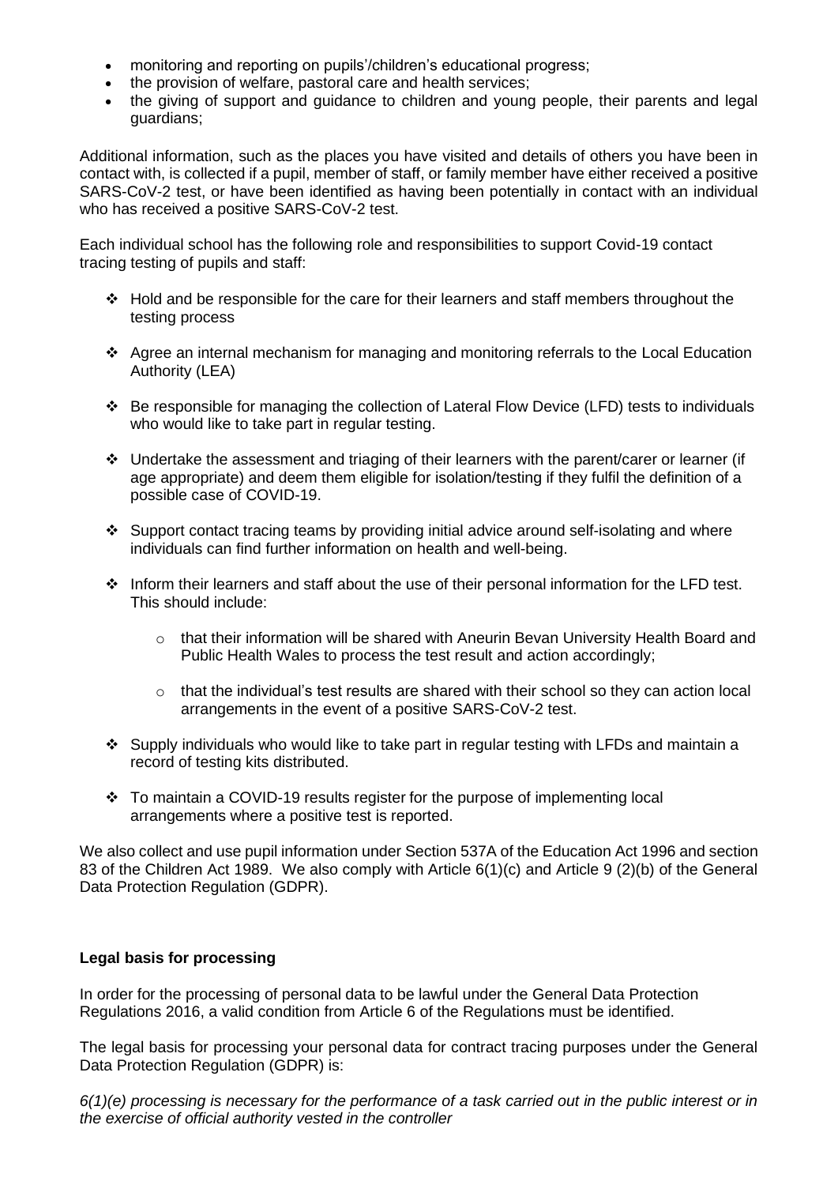- monitoring and reporting on pupils'/children's educational progress;
- the provision of welfare, pastoral care and health services;
- the giving of support and guidance to children and young people, their parents and legal guardians;

Additional information, such as the places you have visited and details of others you have been in contact with, is collected if a pupil, member of staff, or family member have either received a positive SARS-CoV-2 test, or have been identified as having been potentially in contact with an individual who has received a positive SARS-CoV-2 test.

Each individual school has the following role and responsibilities to support Covid-19 contact tracing testing of pupils and staff:

- Hold and be responsible for the care for their learners and staff members throughout the testing process
- Agree an internal mechanism for managing and monitoring referrals to the Local Education Authority (LEA)
- Be responsible for managing the collection of Lateral Flow Device (LFD) tests to individuals who would like to take part in regular testing.
- Undertake the assessment and triaging of their learners with the parent/carer or learner (if age appropriate) and deem them eligible for isolation/testing if they fulfil the definition of a possible case of COVID-19.
- Support contact tracing teams by providing initial advice around self-isolating and where individuals can find further information on health and well-being.
- Inform their learners and staff about the use of their personal information for the LFD test. This should include:
    - that their information will be shared with Aneurin Bevan University Health Board and Public Health Wales to process the test result and action accordingly;
    - that the individual's test results are shared with their school so they can action local arrangements in the event of a positive SARS-CoV-2 test.
- Supply individuals who would like to take part in regular testing with LFDs and maintain a record of testing kits distributed.
- To maintain a COVID-19 results register for the purpose of implementing local arrangements where a positive test is reported.

We also collect and use pupil information under Section 537A of the Education Act 1996 and section 83 of the Children Act 1989. We also comply with Article 6(1)(c) and Article 9 (2)(b) of the General Data Protection Regulation (GDPR).

**Legal basis for processing**

In order for the processing of personal data to be lawful under the General Data Protection Regulations 2016, a valid condition from Article 6 of the Regulations must be identified.

The legal basis for processing your personal data for contract tracing purposes under the General Data Protection Regulation (GDPR) is:

*6(1)(e) processing is necessary for the performance of a task carried out in the public interest or in the exercise of official authority vested in the controller*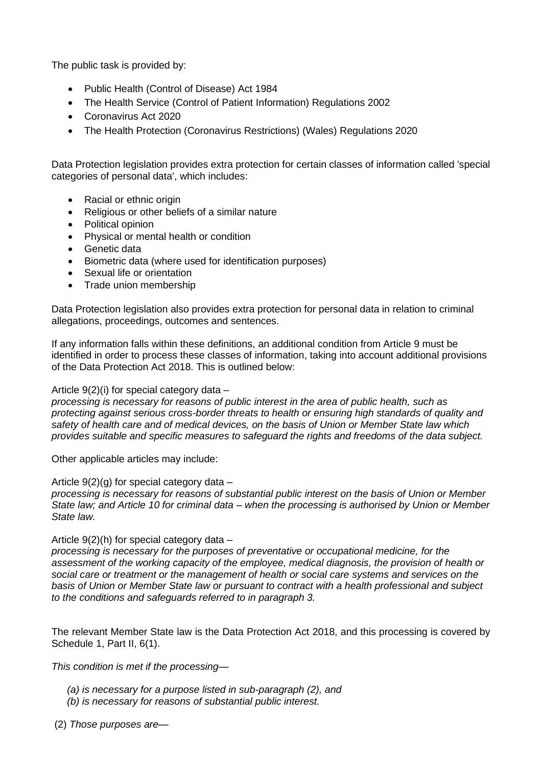The public task is provided by:

- Public Health (Control of Disease) Act 1984
- The Health Service (Control of Patient Information) Regulations 2002
- Coronavirus Act 2020
- The Health Protection (Coronavirus Restrictions) (Wales) Regulations 2020

Data Protection legislation provides extra protection for certain classes of information called 'special categories of personal data', which includes:

- Racial or ethnic origin
- Religious or other beliefs of a similar nature
- Political opinion
- Physical or mental health or condition
- Genetic data
- Biometric data (where used for identification purposes)
- Sexual life or orientation
- Trade union membership

Data Protection legislation also provides extra protection for personal data in relation to criminal allegations, proceedings, outcomes and sentences.

If any information falls within these definitions, an additional condition from Article 9 must be identified in order to process these classes of information, taking into account additional provisions of the Data Protection Act 2018. This is outlined below:

Article 9(2)(i) for special category data –
*processing is necessary for reasons of public interest in the area of public health, such as protecting against serious cross-border threats to health or ensuring high standards of quality and safety of health care and of medical devices, on the basis of Union or Member State law which provides suitable and specific measures to safeguard the rights and freedoms of the data subject.*

Other applicable articles may include:

Article 9(2)(g) for special category data –
*processing is necessary for reasons of substantial public interest on the basis of Union or Member State law; and Article 10 for criminal data – when the processing is authorised by Union or Member State law.*

Article 9(2)(h) for special category data –
*processing is necessary for the purposes of preventative or occupational medicine, for the assessment of the working capacity of the employee, medical diagnosis, the provision of health or social care or treatment or the management of health or social care systems and services on the basis of Union or Member State law or pursuant to contract with a health professional and subject to the conditions and safeguards referred to in paragraph 3.*

The relevant Member State law is the Data Protection Act 2018, and this processing is covered by Schedule 1, Part II, 6(1).

*This condition is met if the processing—*

*(a) is necessary for a purpose listed in sub-paragraph (2), and*
*(b) is necessary for reasons of substantial public interest.*

(2) *Those purposes are—*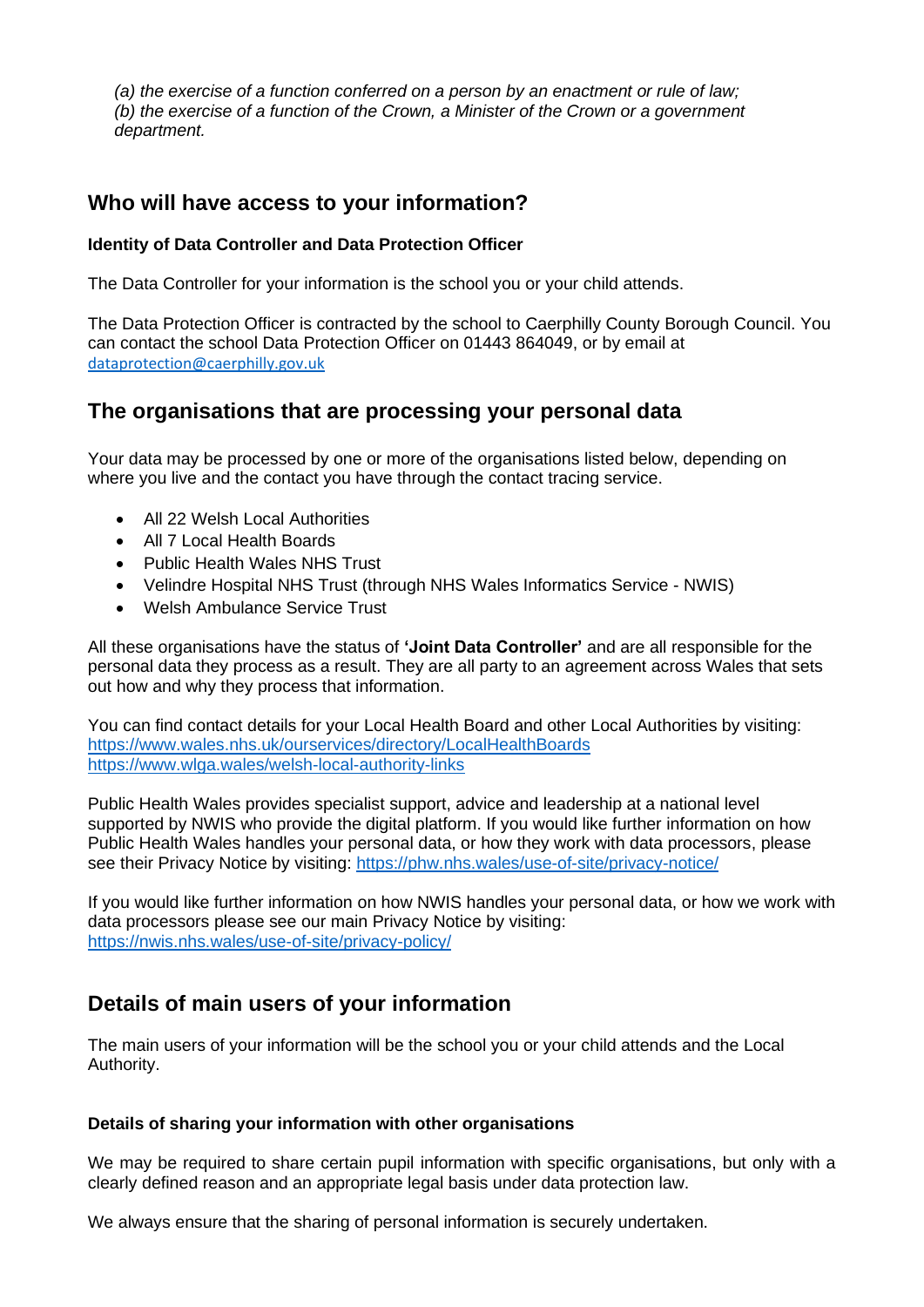*(a) the exercise of a function conferred on a person by an enactment or rule of law;*
*(b) the exercise of a function of the Crown, a Minister of the Crown or a government department.*

## Who will have access to your information?

**Identity of Data Controller and Data Protection Officer**

The Data Controller for your information is the school you or your child attends.

The Data Protection Officer is contracted by the school to Caerphilly County Borough Council. You can contact the school Data Protection Officer on 01443 864049, or by email at dataprotection@caerphilly.gov.uk

## The organisations that are processing your personal data

Your data may be processed by one or more of the organisations listed below, depending on where you live and the contact you have through the contact tracing service.

- All 22 Welsh Local Authorities
- All 7 Local Health Boards
- Public Health Wales NHS Trust
- Velindre Hospital NHS Trust (through NHS Wales Informatics Service - NWIS)
- Welsh Ambulance Service Trust

All these organisations have the status of **'Joint Data Controller'** and are all responsible for the personal data they process as a result. They are all party to an agreement across Wales that sets out how and why they process that information.

You can find contact details for your Local Health Board and other Local Authorities by visiting:
https://www.wales.nhs.uk/ourservices/directory/LocalHealthBoards
https://www.wlga.wales/welsh-local-authority-links

Public Health Wales provides specialist support, advice and leadership at a national level supported by NWIS who provide the digital platform. If you would like further information on how Public Health Wales handles your personal data, or how they work with data processors, please see their Privacy Notice by visiting: https://phw.nhs.wales/use-of-site/privacy-notice/

If you would like further information on how NWIS handles your personal data, or how we work with data processors please see our main Privacy Notice by visiting:
https://nwis.nhs.wales/use-of-site/privacy-policy/

## Details of main users of your information

The main users of your information will be the school you or your child attends and the Local Authority.

**Details of sharing your information with other organisations**

We may be required to share certain pupil information with specific organisations, but only with a clearly defined reason and an appropriate legal basis under data protection law.

We always ensure that the sharing of personal information is securely undertaken.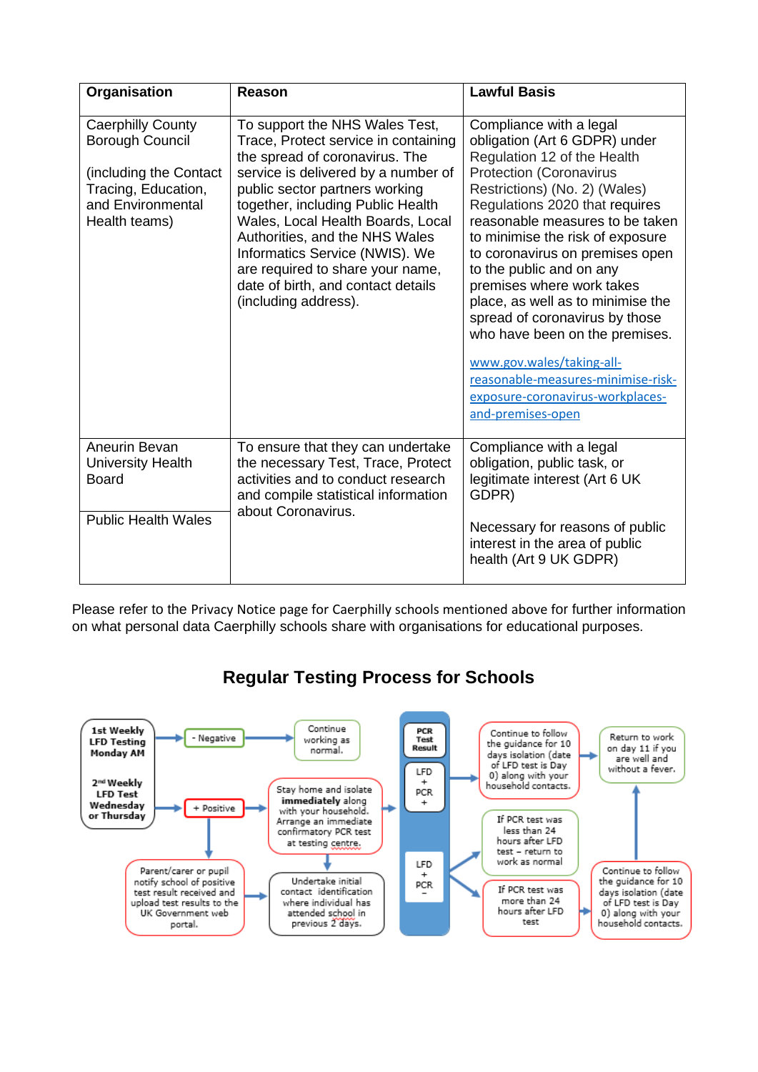| Organisation | Reason | Lawful Basis |
|---|---|---|
| Caerphilly County Borough Council<br><br>(including the Contact Tracing, Education, and Environmental Health teams) | To support the NHS Wales Test, Trace, Protect service in containing the spread of coronavirus. The service is delivered by a number of public sector partners working together, including Public Health Wales, Local Health Boards, Local Authorities, and the NHS Wales Informatics Service (NWIS). We are required to share your name, date of birth, and contact details (including address). | Compliance with a legal obligation (Art 6 GDPR) under Regulation 12 of the Health Protection (Coronavirus Restrictions) (No. 2) (Wales) Regulations 2020 that requires reasonable measures to be taken to minimise the risk of exposure to coronavirus on premises open to the public and on any premises where work takes place, as well as to minimise the spread of coronavirus by those who have been on the premises.<br><br>www.gov.wales/taking-all-reasonable-measures-minimise-risk-exposure-coronavirus-workplaces-and-premises-open |
| Aneurin Bevan University Health Board<br><br>Public Health Wales | To ensure that they can undertake the necessary Test, Trace, Protect activities and to conduct research and compile statistical information about Coronavirus. | Compliance with a legal obligation, public task, or legitimate interest (Art 6 UK GDPR)<br><br>Necessary for reasons of public interest in the area of public health (Art 9 UK GDPR) |

Please refer to the Privacy Notice page for Caerphilly schools mentioned above for further information on what personal data Caerphilly schools share with organisations for educational purposes.

## Regular Testing Process for Schools

- **1st Weekly LFD Testing Monday AM** / **2nd Weekly LFD Test Wednesday or Thursday**
  - − Negative → Continue working as normal.
  - + Positive → Stay home and isolate **immediately** along with your household. Arrange an immediate confirmatory PCR test at testing centre.
    - Parent/carer or pupil notify school of positive test result received and upload test results to the UK Government web portal.
    - Undertake initial contact identification where individual has attended school in previous 2 days.
- **PCR Test Result**
  - LFD + PCR + → Continue to follow the guidance for 10 days isolation (date of LFD test is Day 0) along with your household contacts. → Return to work on day 11 if you are well and without a fever.
  - LFD + PCR −
    - If PCR test was less than 24 hours after LFD test – return to work as normal
    - If PCR test was more than 24 hours after LFD test → Continue to follow the guidance for 10 days isolation (date of LFD test is Day 0) along with your household contacts. → Return to work on day 11 if you are well and without a fever.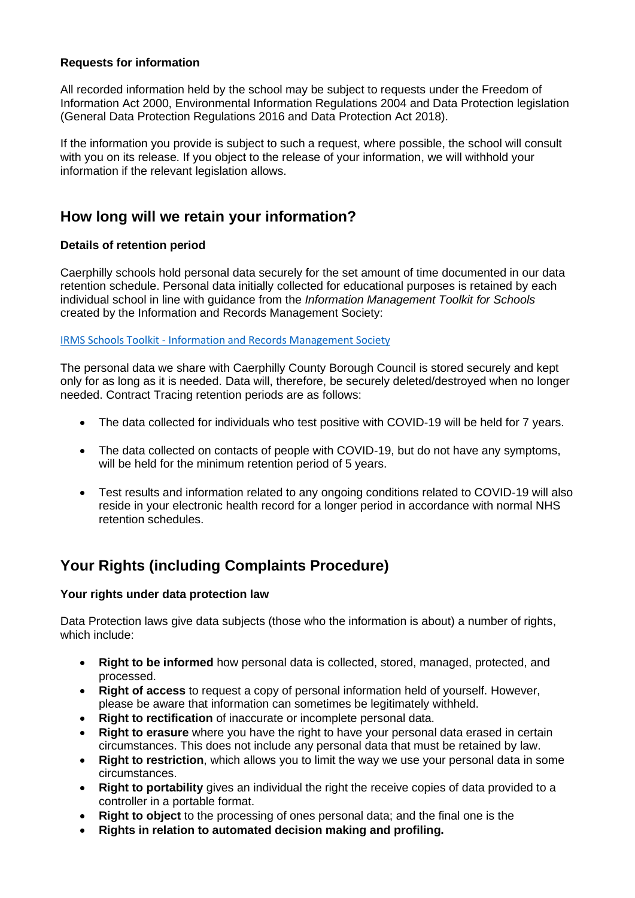**Requests for information**

All recorded information held by the school may be subject to requests under the Freedom of Information Act 2000, Environmental Information Regulations 2004 and Data Protection legislation (General Data Protection Regulations 2016 and Data Protection Act 2018).

If the information you provide is subject to such a request, where possible, the school will consult with you on its release. If you object to the release of your information, we will withhold your information if the relevant legislation allows.

## How long will we retain your information?

**Details of retention period**

Caerphilly schools hold personal data securely for the set amount of time documented in our data retention schedule. Personal data initially collected for educational purposes is retained by each individual school in line with guidance from the *Information Management Toolkit for Schools* created by the Information and Records Management Society:

[IRMS Schools Toolkit - Information and Records Management Society]

The personal data we share with Caerphilly County Borough Council is stored securely and kept only for as long as it is needed. Data will, therefore, be securely deleted/destroyed when no longer needed. Contract Tracing retention periods are as follows:

- The data collected for individuals who test positive with COVID-19 will be held for 7 years.
- The data collected on contacts of people with COVID-19, but do not have any symptoms, will be held for the minimum retention period of 5 years.
- Test results and information related to any ongoing conditions related to COVID-19 will also reside in your electronic health record for a longer period in accordance with normal NHS retention schedules.

## Your Rights (including Complaints Procedure)

**Your rights under data protection law**

Data Protection laws give data subjects (those who the information is about) a number of rights, which include:

- **Right to be informed** how personal data is collected, stored, managed, protected, and processed.
- **Right of access** to request a copy of personal information held of yourself. However, please be aware that information can sometimes be legitimately withheld.
- **Right to rectification** of inaccurate or incomplete personal data.
- **Right to erasure** where you have the right to have your personal data erased in certain circumstances. This does not include any personal data that must be retained by law.
- **Right to restriction**, which allows you to limit the way we use your personal data in some circumstances.
- **Right to portability** gives an individual the right the receive copies of data provided to a controller in a portable format.
- **Right to object** to the processing of ones personal data; and the final one is the
- **Rights in relation to automated decision making and profiling.**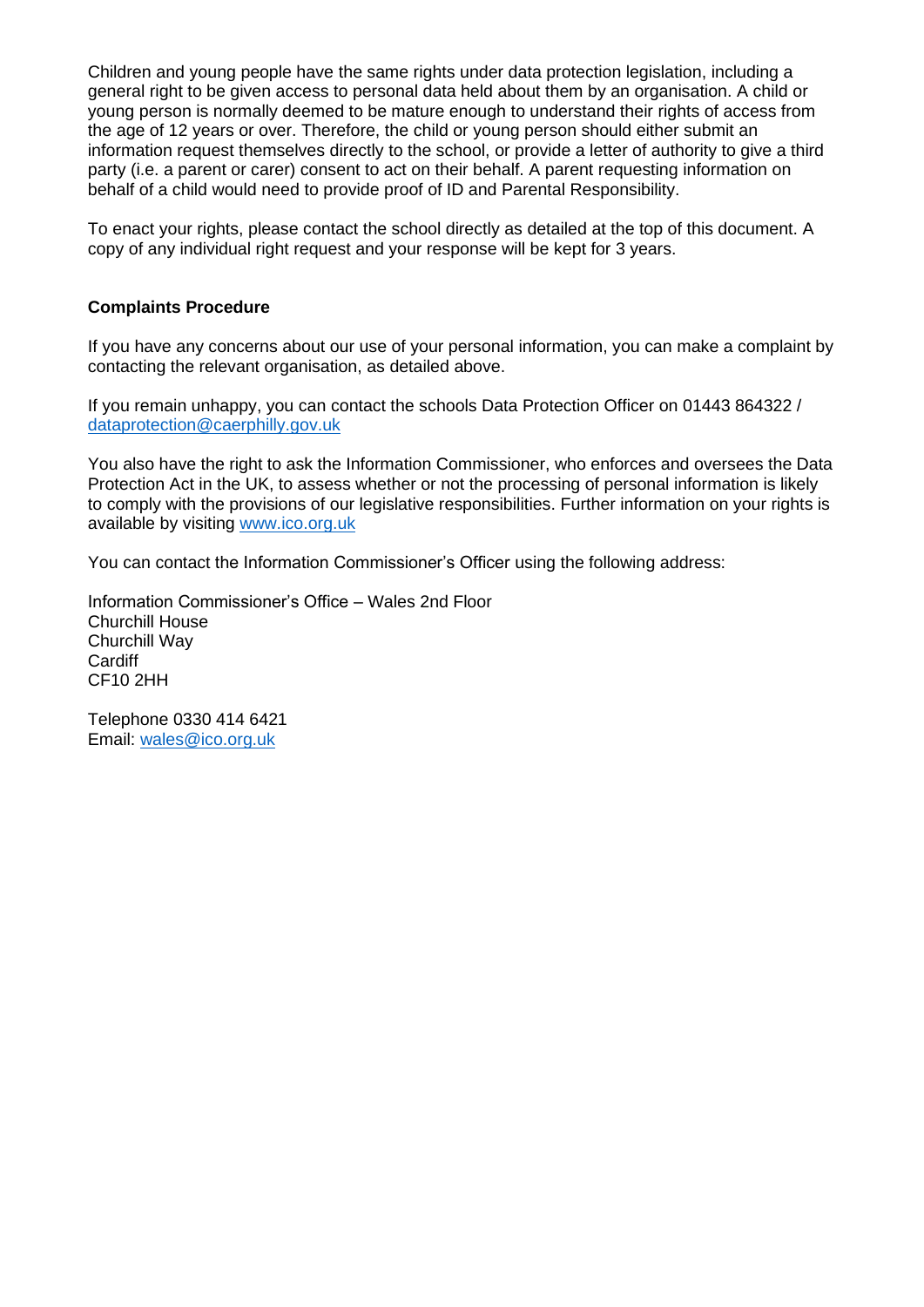Children and young people have the same rights under data protection legislation, including a general right to be given access to personal data held about them by an organisation. A child or young person is normally deemed to be mature enough to understand their rights of access from the age of 12 years or over. Therefore, the child or young person should either submit an information request themselves directly to the school, or provide a letter of authority to give a third party (i.e. a parent or carer) consent to act on their behalf. A parent requesting information on behalf of a child would need to provide proof of ID and Parental Responsibility.

To enact your rights, please contact the school directly as detailed at the top of this document. A copy of any individual right request and your response will be kept for 3 years.

**Complaints Procedure**

If you have any concerns about our use of your personal information, you can make a complaint by contacting the relevant organisation, as detailed above.

If you remain unhappy, you can contact the schools Data Protection Officer on 01443 864322 / dataprotection@caerphilly.gov.uk

You also have the right to ask the Information Commissioner, who enforces and oversees the Data Protection Act in the UK, to assess whether or not the processing of personal information is likely to comply with the provisions of our legislative responsibilities. Further information on your rights is available by visiting www.ico.org.uk

You can contact the Information Commissioner's Officer using the following address:

Information Commissioner's Office – Wales 2nd Floor
Churchill House
Churchill Way
Cardiff
CF10 2HH

Telephone 0330 414 6421
Email: wales@ico.org.uk